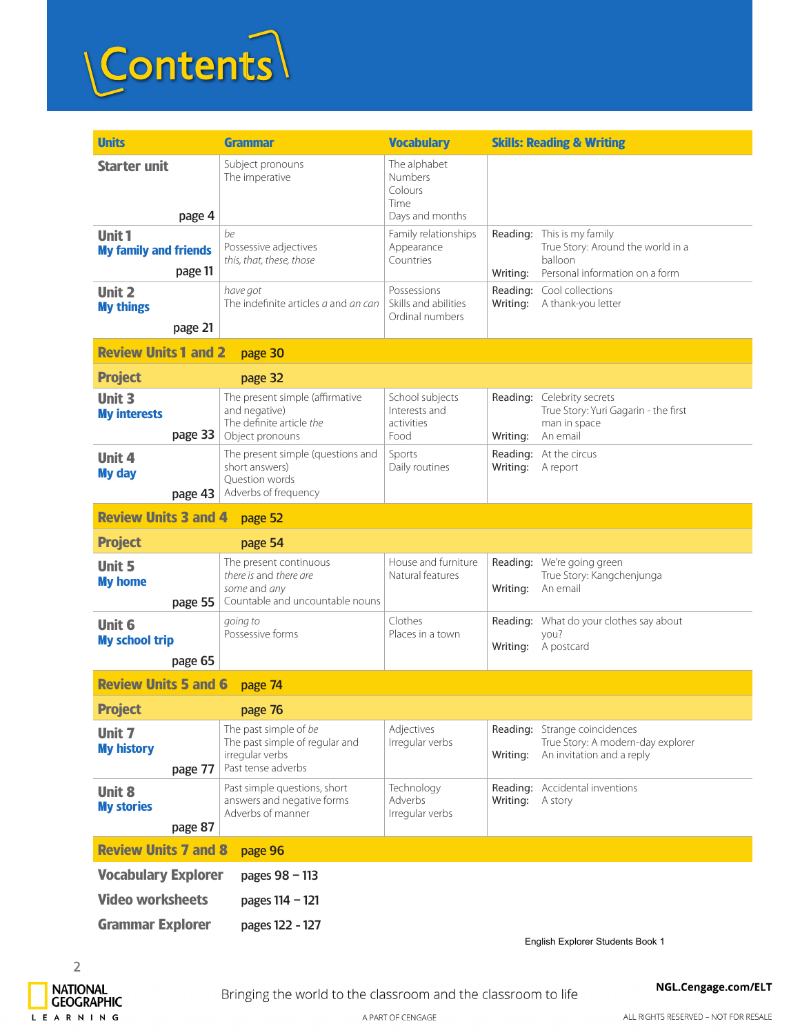# Contents

| Units | Grammar | Vocabulary | Skills: Reading & Writing |
|---|---|---|---|
| **Starter unit** page 4 | Subject pronouns<br>The imperative | The alphabet<br>Numbers<br>Colours<br>Time<br>Days and months | |
| **Unit 1** **My family and friends** page 11 | *be*<br>Possessive adjectives<br>*this, that, these, those* | Family relationships<br>Appearance<br>Countries | Reading: This is my family<br>True Story: Around the world in a balloon<br>Writing: Personal information on a form |
| **Unit 2** **My things** page 21 | *have got*<br>The indefinite articles *a* and *an can* | Possessions<br>Skills and abilities<br>Ordinal numbers | Reading: Cool collections<br>Writing: A thank-you letter |
| **Review Units 1 and 2** | page 30 | | |
| **Project** | page 32 | | |
| **Unit 3** **My interests** page 33 | The present simple (affirmative and negative)<br>The definite article *the*<br>Object pronouns | School subjects<br>Interests and activities<br>Food | Reading: Celebrity secrets<br>True Story: Yuri Gagarin - the first man in space<br>Writing: An email |
| **Unit 4** **My day** page 43 | The present simple (questions and short answers)<br>Question words<br>Adverbs of frequency | Sports<br>Daily routines | Reading: At the circus<br>Writing: A report |
| **Review Units 3 and 4** | page 52 | | |
| **Project** | page 54 | | |
| **Unit 5** **My home** page 55 | The present continuous<br>*there is* and *there are*<br>*some* and *any*<br>Countable and uncountable nouns | House and furniture<br>Natural features | Reading: We're going green<br>True Story: Kangchenjunga<br>Writing: An email |
| **Unit 6** **My school trip** page 65 | *going to*<br>Possessive forms | Clothes<br>Places in a town | Reading: What do your clothes say about you?<br>Writing: A postcard |
| **Review Units 5 and 6** | page 74 | | |
| **Project** | page 76 | | |
| **Unit 7** **My history** page 77 | The past simple of *be*<br>The past simple of regular and irregular verbs<br>Past tense adverbs | Adjectives<br>Irregular verbs | Reading: Strange coincidences<br>True Story: A modern-day explorer<br>Writing: An invitation and a reply |
| **Unit 8** **My stories** page 87 | Past simple questions, short answers and negative forms<br>Adverbs of manner | Technology<br>Adverbs<br>Irregular verbs | Reading: Accidental inventions<br>Writing: A story |
| **Review Units 7 and 8** | page 96 | | |
| **Vocabulary Explorer** | pages 98 – 113 | | |
| **Video worksheets** | pages 114 – 121 | | |
| **Grammar Explorer** | pages 122 - 127 | | |

English Explorer Students Book 1

NATIONAL GEOGRAPHIC LEARNING

Bringing the world to the classroom and the classroom to life

A PART OF CENGAGE

NGL.Cengage.com/ELT

ALL RIGHTS RESERVED – NOT FOR RESALE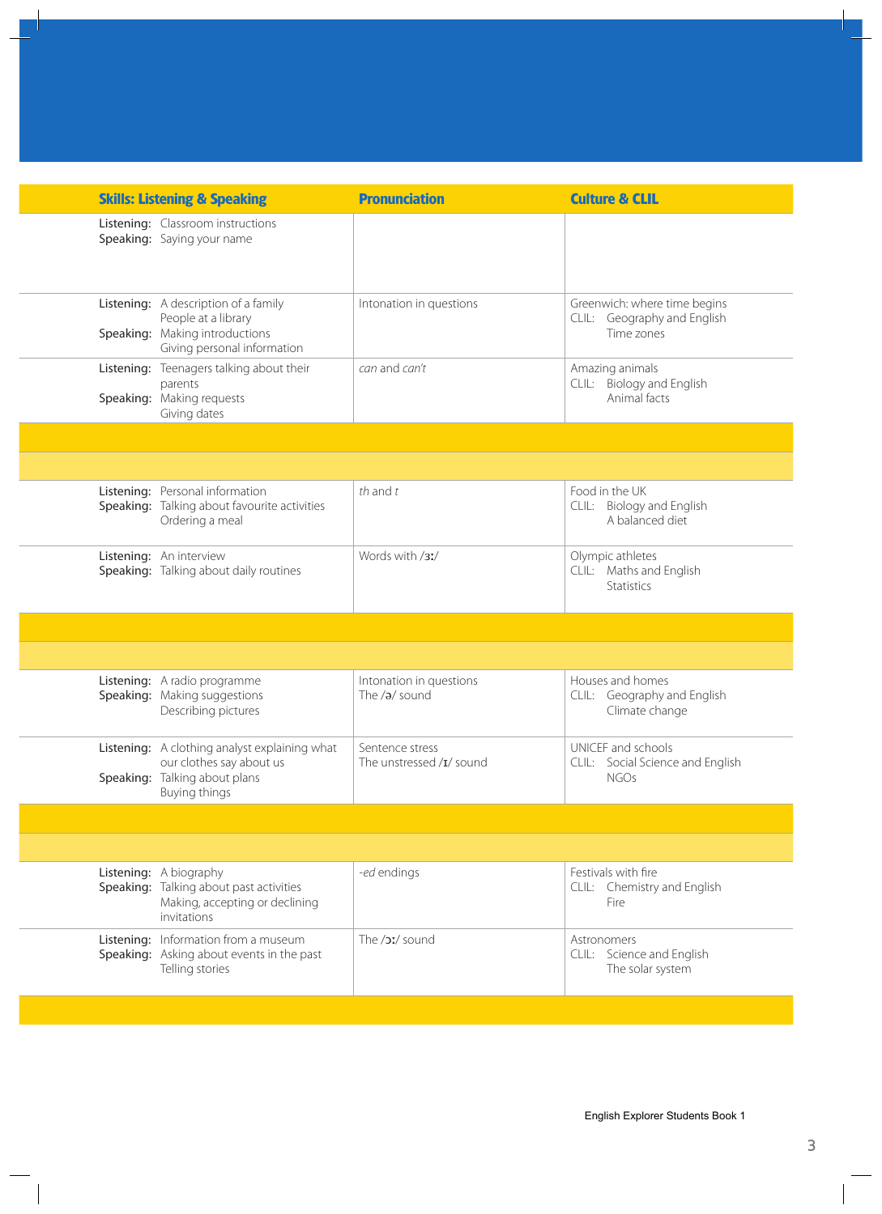| Skills: Listening & Speaking | Pronunciation | Culture & CLIL |
|---|---|---|
| **Listening:** Classroom instructions<br>**Speaking:** Saying your name | | |
| **Listening:** A description of a family<br>People at a library<br>**Speaking:** Making introductions<br>Giving personal information | Intonation in questions | Greenwich: where time begins<br>CLIL: Geography and English<br>Time zones |
| **Listening:** Teenagers talking about their parents<br>**Speaking:** Making requests<br>Giving dates | *can* and *can't* | Amazing animals<br>CLIL: Biology and English<br>Animal facts |
| | | |
| | | |
| **Listening:** Personal information<br>**Speaking:** Talking about favourite activities<br>Ordering a meal | *th* and *t* | Food in the UK<br>CLIL: Biology and English<br>A balanced diet |
| **Listening:** An interview<br>**Speaking:** Talking about daily routines | Words with /ɜː/ | Olympic athletes<br>CLIL: Maths and English<br>Statistics |
| | | |
| | | |
| **Listening:** A radio programme<br>**Speaking:** Making suggestions<br>Describing pictures | Intonation in questions<br>The /ə/ sound | Houses and homes<br>CLIL: Geography and English<br>Climate change |
| **Listening:** A clothing analyst explaining what our clothes say about us<br>**Speaking:** Talking about plans<br>Buying things | Sentence stress<br>The unstressed /ɪ/ sound | UNICEF and schools<br>CLIL: Social Science and English<br>NGOs |
| | | |
| | | |
| **Listening:** A biography<br>**Speaking:** Talking about past activities<br>Making, accepting or declining invitations | *-ed* endings | Festivals with fire<br>CLIL: Chemistry and English<br>Fire |
| **Listening:** Information from a museum<br>**Speaking:** Asking about events in the past<br>Telling stories | The /ɔː/ sound | Astronomers<br>CLIL: Science and English<br>The solar system |
| | | |

English Explorer Students Book 1